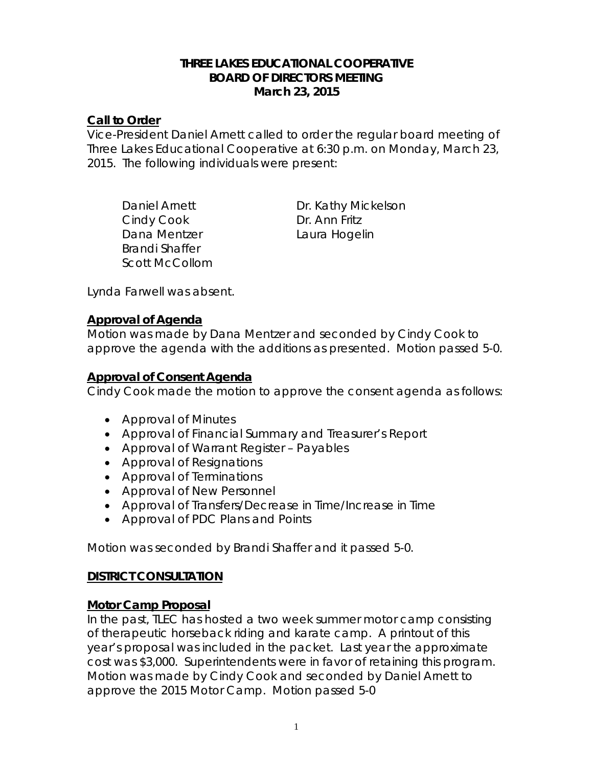# THREE LAKES EDUCATIONAL COOPERATIVE
## BOARD OF DIRECTORS MEETING
### March 23, 2015

**Call to Order**

Vice-President Daniel Arnett called to order the regular board meeting of Three Lakes Educational Cooperative at 6:30 p.m. on Monday, March 23, 2015. The following individuals were present:

Daniel Arnett
Cindy Cook
Dana Mentzer
Brandi Shaffer
Scott McCollom
Dr. Kathy Mickelson
Dr. Ann Fritz
Laura Hogelin

Lynda Farwell was absent.

**Approval of Agenda**

Motion was made by Dana Mentzer and seconded by Cindy Cook to approve the agenda with the additions as presented. Motion passed 5-0.

**Approval of Consent Agenda**

Cindy Cook made the motion to approve the consent agenda as follows:

- Approval of Minutes
- Approval of Financial Summary and Treasurer's Report
- Approval of Warrant Register – Payables
- Approval of Resignations
- Approval of Terminations
- Approval of New Personnel
- Approval of Transfers/Decrease in Time/Increase in Time
- Approval of PDC Plans and Points

Motion was seconded by Brandi Shaffer and it passed 5-0.

**DISTRICT CONSULTATION**

**Motor Camp Proposal**

In the past, TLEC has hosted a two week summer motor camp consisting of therapeutic horseback riding and karate camp. A printout of this year's proposal was included in the packet. Last year the approximate cost was $3,000. Superintendents were in favor of retaining this program. Motion was made by Cindy Cook and seconded by Daniel Arnett to approve the 2015 Motor Camp. Motion passed 5-0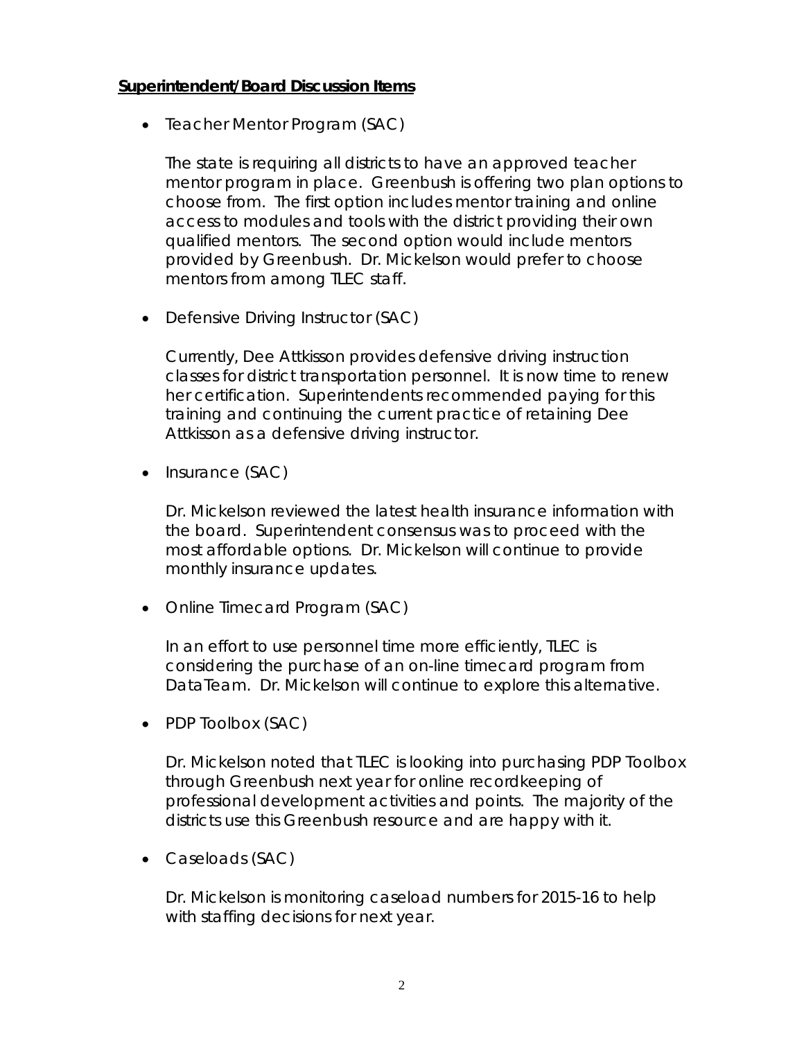**Superintendent/Board Discussion Items**

- Teacher Mentor Program (SAC)

  The state is requiring all districts to have an approved teacher mentor program in place. Greenbush is offering two plan options to choose from. The first option includes mentor training and online access to modules and tools with the district providing their own qualified mentors. The second option would include mentors provided by Greenbush. Dr. Mickelson would prefer to choose mentors from among TLEC staff.

- Defensive Driving Instructor (SAC)

  Currently, Dee Attkisson provides defensive driving instruction classes for district transportation personnel. It is now time to renew her certification. Superintendents recommended paying for this training and continuing the current practice of retaining Dee Attkisson as a defensive driving instructor.

- Insurance (SAC)

  Dr. Mickelson reviewed the latest health insurance information with the board. Superintendent consensus was to proceed with the most affordable options. Dr. Mickelson will continue to provide monthly insurance updates.

- Online Timecard Program (SAC)

  In an effort to use personnel time more efficiently, TLEC is considering the purchase of an on-line timecard program from DataTeam. Dr. Mickelson will continue to explore this alternative.

- PDP Toolbox (SAC)

  Dr. Mickelson noted that TLEC is looking into purchasing PDP Toolbox through Greenbush next year for online recordkeeping of professional development activities and points. The majority of the districts use this Greenbush resource and are happy with it.

- Caseloads (SAC)

  Dr. Mickelson is monitoring caseload numbers for 2015-16 to help with staffing decisions for next year.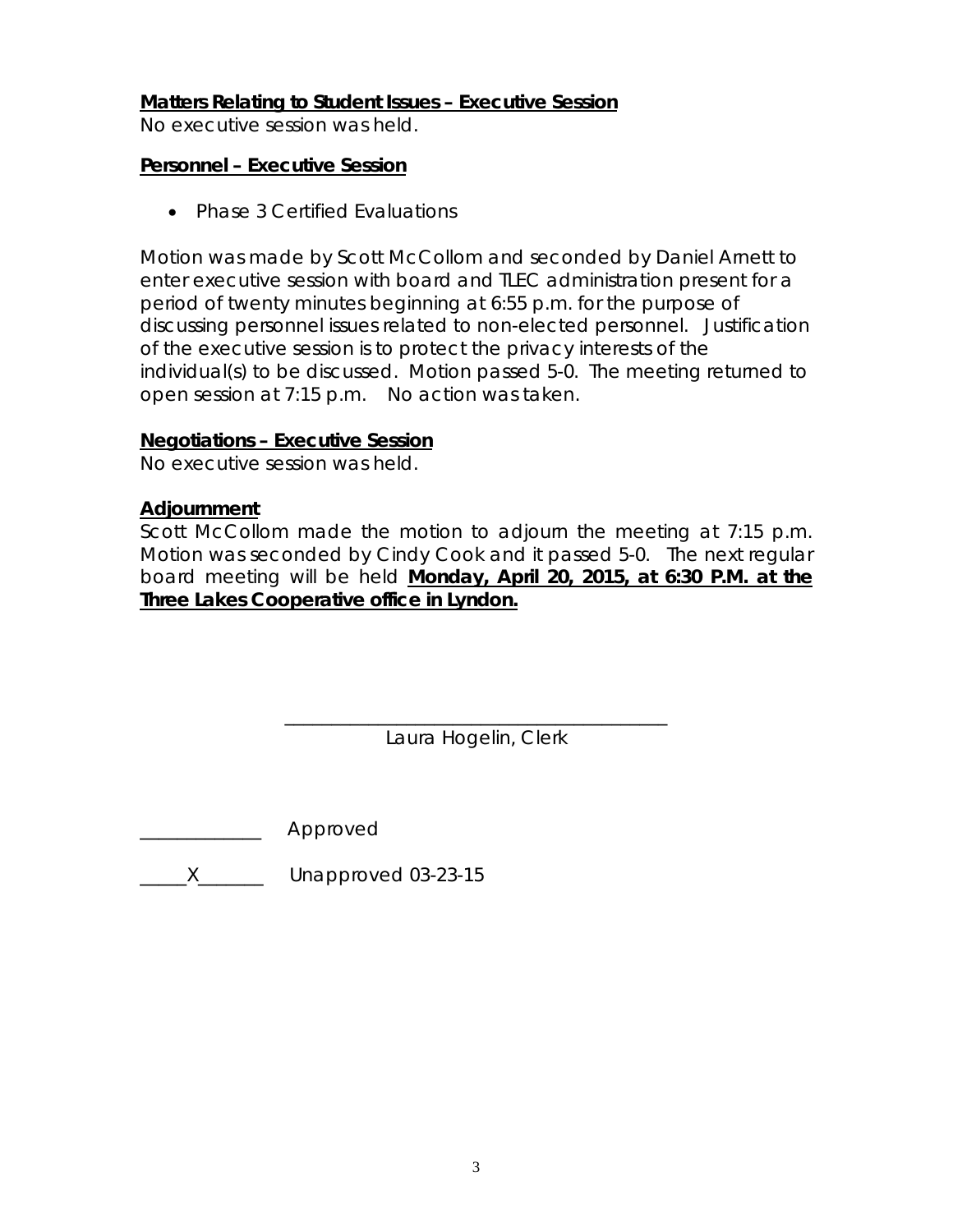**Matters Relating to Student Issues – Executive Session**
No executive session was held.

**Personnel – Executive Session**

- Phase 3 Certified Evaluations

Motion was made by Scott McCollom and seconded by Daniel Arnett to enter executive session with board and TLEC administration present for a period of twenty minutes beginning at 6:55 p.m. for the purpose of discussing personnel issues related to non-elected personnel. Justification of the executive session is to protect the privacy interests of the individual(s) to be discussed. Motion passed 5-0. The meeting returned to open session at 7:15 p.m. No action was taken.

**Negotiations – Executive Session**
No executive session was held.

**Adjournment**
Scott McCollom made the motion to adjourn the meeting at 7:15 p.m. Motion was seconded by Cindy Cook and it passed 5-0. The next regular board meeting will be held **Monday, April 20, 2015, at 6:30 P.M. at the Three Lakes Cooperative office in Lyndon.**

_______________________________________
Laura Hogelin, Clerk

____________ Approved

_____X_______ Unapproved 03-23-15